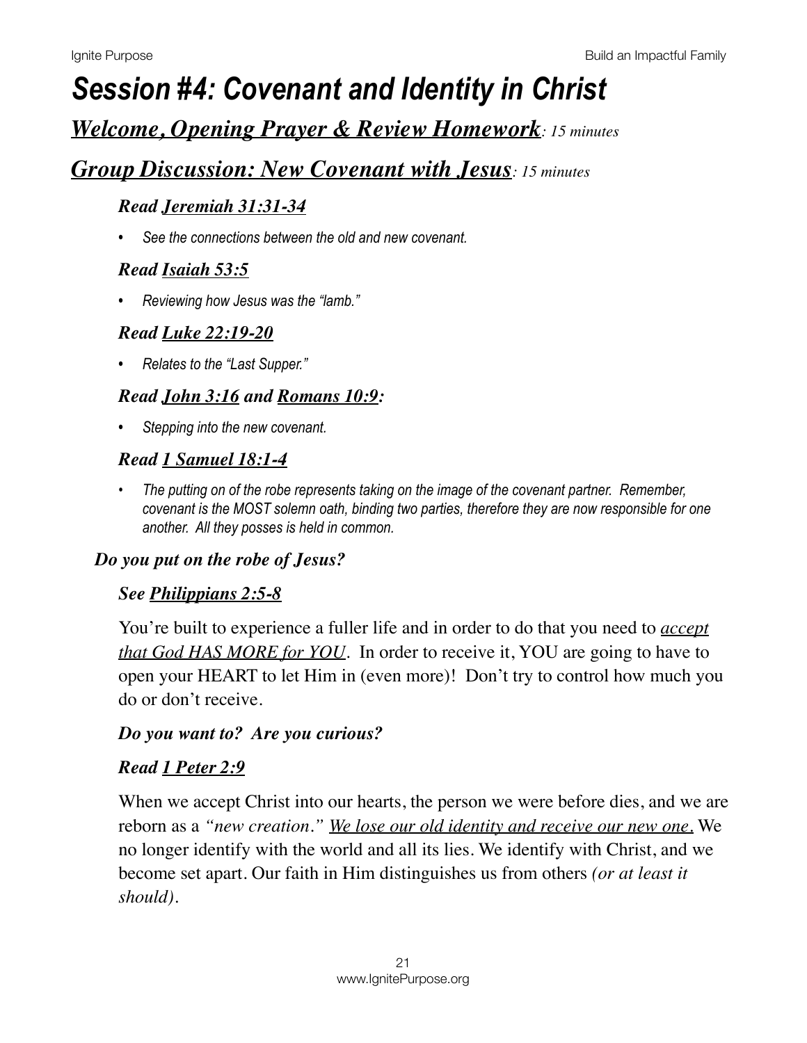# *Session #4: Covenant and Identity in Christ*

## ***Welcome, Opening Prayer & Review Homework****: 15 minutes*

## ***Group Discussion: New Covenant with Jesus****: 15 minutes*

### *Read Jeremiah 31:31-34*

- *See the connections between the old and new covenant.*

### *Read Isaiah 53:5*

- *Reviewing how Jesus was the "lamb."*

### *Read Luke 22:19-20*

- *Relates to the "Last Supper."*

### *Read John 3:16 and Romans 10:9:*

- *Stepping into the new covenant.*

### *Read 1 Samuel 18:1-4*

- *The putting on of the robe represents taking on the image of the covenant partner. Remember, covenant is the MOST solemn oath, binding two parties, therefore they are now responsible for one another. All they posses is held in common.*

***Do you put on the robe of Jesus?***

***See Philippians 2:5-8***

You're built to experience a fuller life and in order to do that you need to *accept that God HAS MORE for YOU*. In order to receive it, YOU are going to have to open your HEART to let Him in (even more)! Don't try to control how much you do or don't receive.

***Do you want to? Are you curious?***

***Read 1 Peter 2:9***

When we accept Christ into our hearts, the person we were before dies, and we are reborn as a *"new creation."* We lose our old identity and receive our new one. We no longer identify with the world and all its lies. We identify with Christ, and we become set apart. Our faith in Him distinguishes us from others *(or at least it should)*.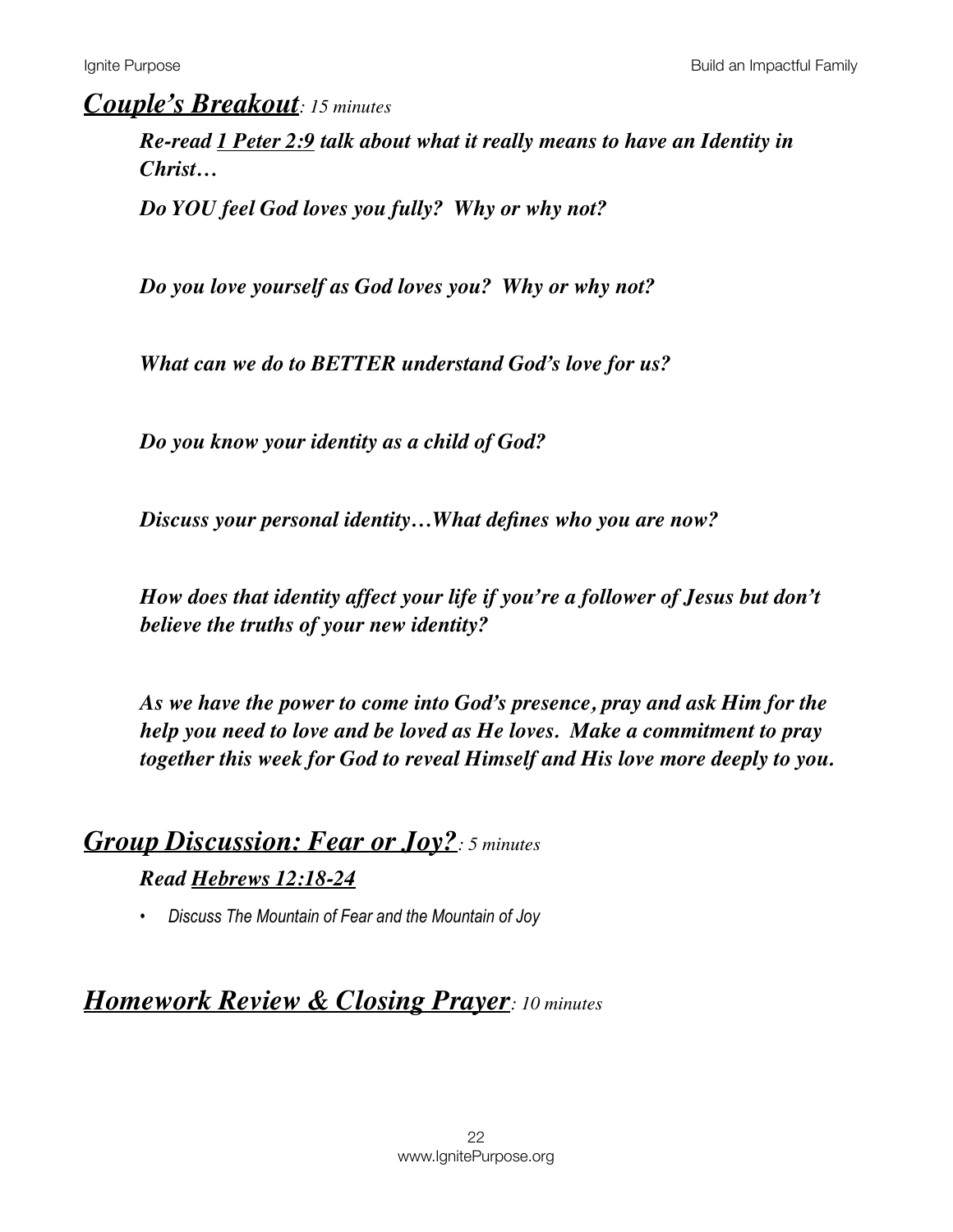## ***Couple's Breakout****: 15 minutes*

***Re-read 1 Peter 2:9 talk about what it really means to have an Identity in Christ…***

***Do YOU feel God loves you fully? Why or why not?***

***Do you love yourself as God loves you? Why or why not?***

***What can we do to BETTER understand God's love for us?***

***Do you know your identity as a child of God?***

***Discuss your personal identity…What defines who you are now?***

***How does that identity affect your life if you're a follower of Jesus but don't believe the truths of your new identity?***

***As we have the power to come into God's presence, pray and ask Him for the help you need to love and be loved as He loves. Make a commitment to pray together this week for God to reveal Himself and His love more deeply to you.***

## ***Group Discussion: Fear or Joy?****: 5 minutes*

***Read Hebrews 12:18-24***

- *Discuss The Mountain of Fear and the Mountain of Joy*

## ***Homework Review & Closing Prayer****: 10 minutes*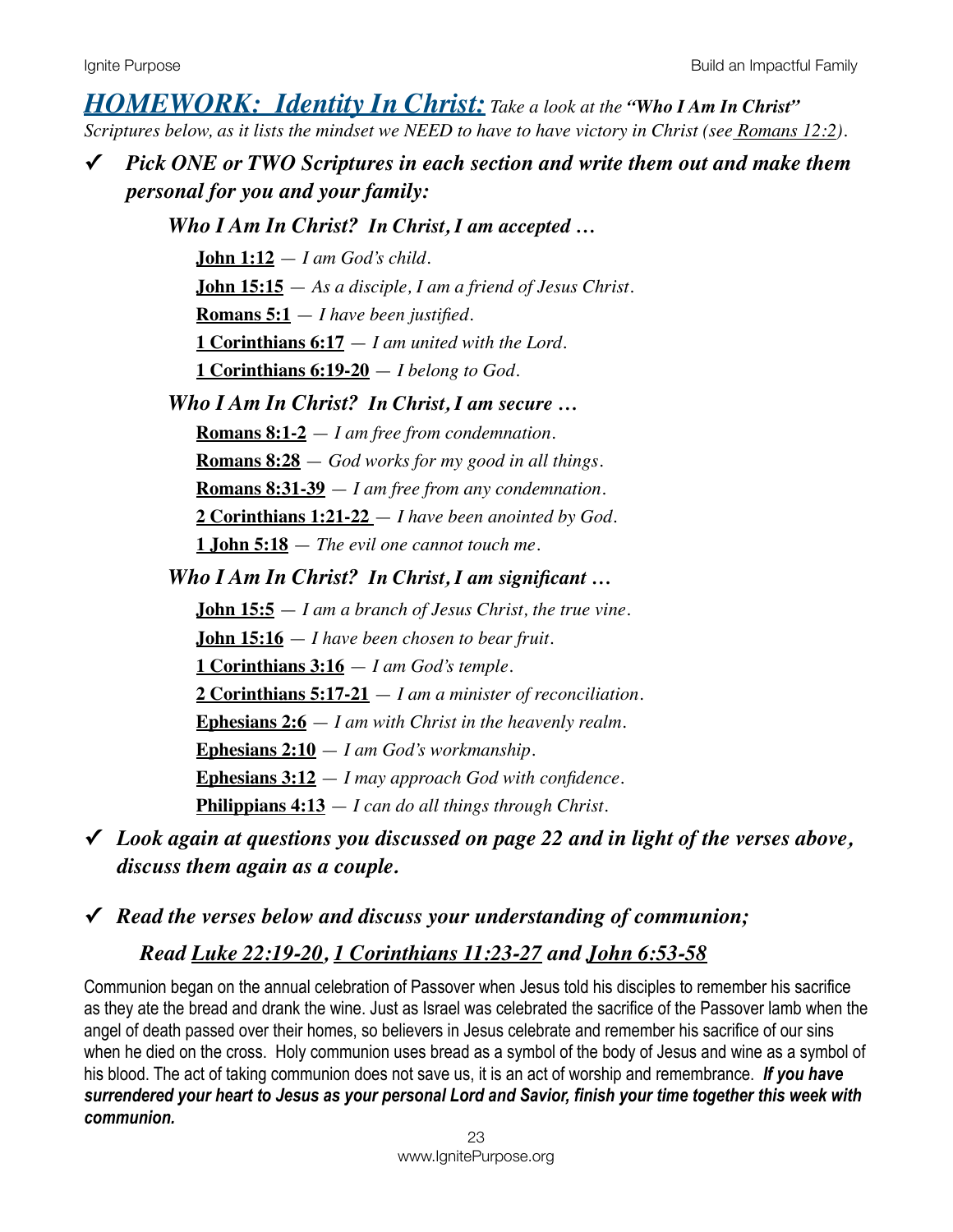***HOMEWORK: Identity In Christ:*** *Take a look at the* ***"Who I Am In Christ"*** *Scriptures below, as it lists the mindset we NEED to have to have victory in Christ (see Romans 12:2).*

✓ ***Pick ONE or TWO Scriptures in each section and write them out and make them personal for you and your family:***

***Who I Am In Christ? In Christ, I am accepted …***

**John 1:12** — *I am God's child.*

**John 15:15** — *As a disciple, I am a friend of Jesus Christ.*

**Romans 5:1** — *I have been justified.*

**1 Corinthians 6:17** — *I am united with the Lord.*

**1 Corinthians 6:19-20** — *I belong to God.*

***Who I Am In Christ? In Christ, I am secure …***

**Romans 8:1-2** — *I am free from condemnation.*

**Romans 8:28** — *God works for my good in all things.*

**Romans 8:31-39** — *I am free from any condemnation.*

**2 Corinthians 1:21-22** — *I have been anointed by God.*

**1 John 5:18** — *The evil one cannot touch me.*

***Who I Am In Christ? In Christ, I am significant …***

**John 15:5** — *I am a branch of Jesus Christ, the true vine.*

**John 15:16** — *I have been chosen to bear fruit.*

**1 Corinthians 3:16** — *I am God's temple.*

**2 Corinthians 5:17-21** — *I am a minister of reconciliation.*

**Ephesians 2:6** — *I am with Christ in the heavenly realm.*

**Ephesians 2:10** — *I am God's workmanship.*

**Ephesians 3:12** — *I may approach God with confidence.*

**Philippians 4:13** — *I can do all things through Christ.*

✓ ***Look again at questions you discussed on page 22 and in light of the verses above, discuss them again as a couple.***

✓ ***Read the verses below and discuss your understanding of communion;***

***Read Luke 22:19-20, 1 Corinthians 11:23-27 and John 6:53-58***

Communion began on the annual celebration of Passover when Jesus told his disciples to remember his sacrifice as they ate the bread and drank the wine. Just as Israel was celebrated the sacrifice of the Passover lamb when the angel of death passed over their homes, so believers in Jesus celebrate and remember his sacrifice of our sins when he died on the cross. Holy communion uses bread as a symbol of the body of Jesus and wine as a symbol of his blood. The act of taking communion does not save us, it is an act of worship and remembrance. ***If you have surrendered your heart to Jesus as your personal Lord and Savior, finish your time together this week with communion.***